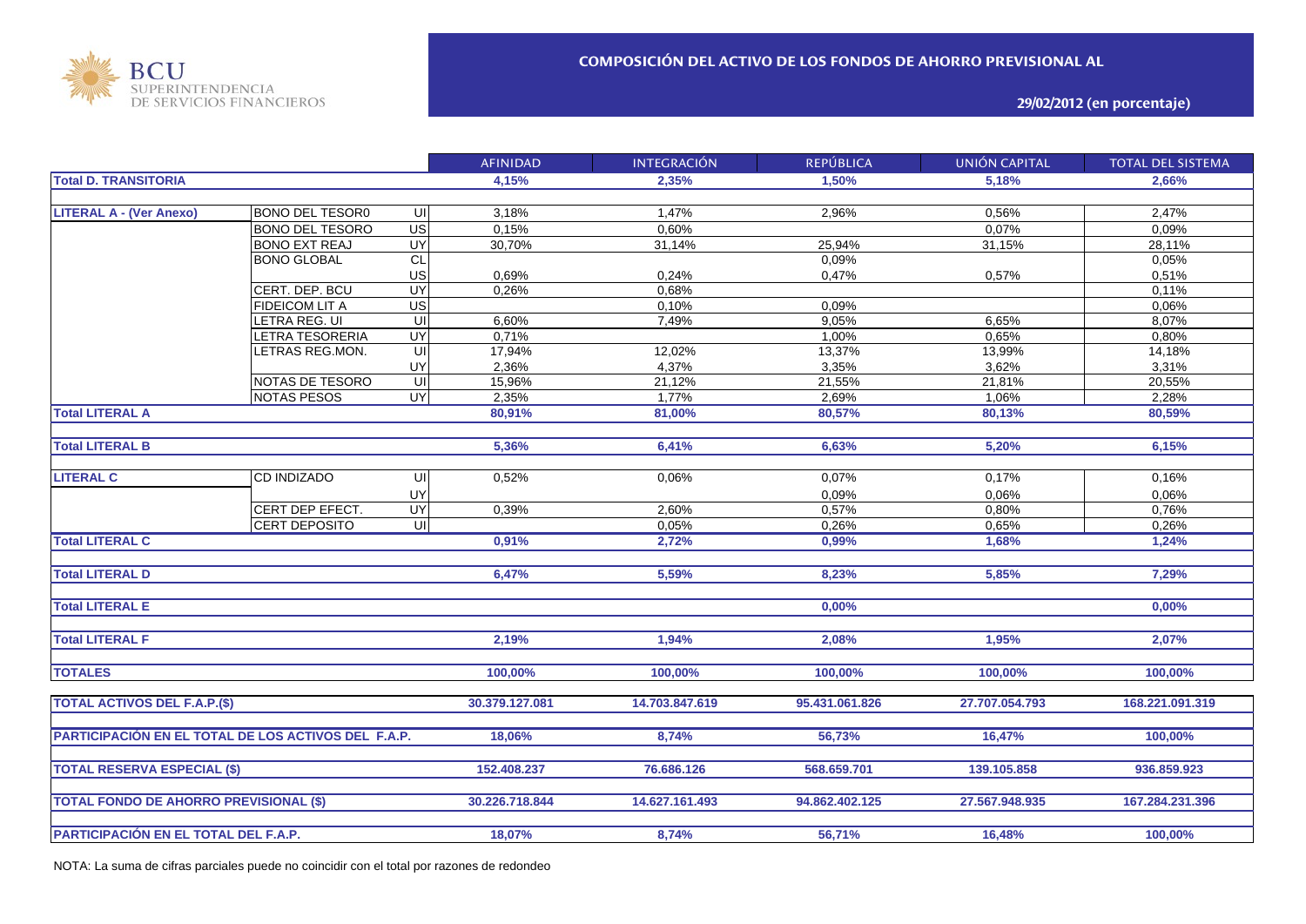BCU SUPERINTENDENCIA DE SERVICIOS FINANCIEROS

## COMPOSICIÓN DEL ACTIVO DE LOS FONDOS DE AHORRO PREVISIONAL AL

**29/02/2012 (en porcentaje)**

| | | | AFINIDAD | INTEGRACIÓN | REPÚBLICA | UNIÓN CAPITAL | TOTAL DEL SISTEMA |
|---|---|---|---|---|---|---|---|
| **Total D. TRANSITORIA** | | | **4,15%** | **2,35%** | **1,50%** | **5,18%** | **2,66%** |
| **LITERAL A - (Ver Anexo)** | BONO DEL TESOR0 | UI | 3,18% | 1,47% | 2,96% | 0,56% | 2,47% |
| | BONO DEL TESORO | US | 0,15% | 0,60% | | 0,07% | 0,09% |
| | BONO EXT REAJ | UY | 30,70% | 31,14% | 25,94% | 31,15% | 28,11% |
| | BONO GLOBAL | CL | | | 0,09% | | 0,05% |
| | | US | 0,69% | 0,24% | 0,47% | 0,57% | 0,51% |
| | CERT. DEP. BCU | UY | 0,26% | 0,68% | | | 0,11% |
| | FIDEICOM LIT A | US | | 0,10% | 0,09% | | 0,06% |
| | LETRA REG. UI | UI | 6,60% | 7,49% | 9,05% | 6,65% | 8,07% |
| | LETRA TESORERIA | UY | 0,71% | | 1,00% | 0,65% | 0,80% |
| | LETRAS REG.MON. | UI | 17,94% | 12,02% | 13,37% | 13,99% | 14,18% |
| | | UY | 2,36% | 4,37% | 3,35% | 3,62% | 3,31% |
| | NOTAS DE TESORO | UI | 15,96% | 21,12% | 21,55% | 21,81% | 20,55% |
| | NOTAS PESOS | UY | 2,35% | 1,77% | 2,69% | 1,06% | 2,28% |
| **Total LITERAL A** | | | **80,91%** | **81,00%** | **80,57%** | **80,13%** | **80,59%** |
| **Total LITERAL B** | | | **5,36%** | **6,41%** | **6,63%** | **5,20%** | **6,15%** |
| **LITERAL C** | CD INDIZADO | UI | 0,52% | 0,06% | 0,07% | 0,17% | 0,16% |
| | | UY | | | 0,09% | 0,06% | 0,06% |
| | CERT DEP EFECT. | UY | 0,39% | 2,60% | 0,57% | 0,80% | 0,76% |
| | CERT DEPOSITO | UI | | 0,05% | 0,26% | 0,65% | 0,26% |
| **Total LITERAL C** | | | **0,91%** | **2,72%** | **0,99%** | **1,68%** | **1,24%** |
| **Total LITERAL D** | | | **6,47%** | **5,59%** | **8,23%** | **5,85%** | **7,29%** |
| **Total LITERAL E** | | | | | **0,00%** | | **0,00%** |
| **Total LITERAL F** | | | **2,19%** | **1,94%** | **2,08%** | **1,95%** | **2,07%** |
| **TOTALES** | | | **100,00%** | **100,00%** | **100,00%** | **100,00%** | **100,00%** |
| **TOTAL ACTIVOS DEL F.A.P.($)** | | | **30.379.127.081** | **14.703.847.619** | **95.431.061.826** | **27.707.054.793** | **168.221.091.319** |
| **PARTICIPACIÓN EN EL TOTAL DE LOS ACTIVOS DEL F.A.P.** | | | **18,06%** | **8,74%** | **56,73%** | **16,47%** | **100,00%** |
| **TOTAL RESERVA ESPECIAL ($)** | | | **152.408.237** | **76.686.126** | **568.659.701** | **139.105.858** | **936.859.923** |
| **TOTAL FONDO DE AHORRO PREVISIONAL ($)** | | | **30.226.718.844** | **14.627.161.493** | **94.862.402.125** | **27.567.948.935** | **167.284.231.396** |
| **PARTICIPACIÓN EN EL TOTAL DEL F.A.P.** | | | **18,07%** | **8,74%** | **56,71%** | **16,48%** | **100,00%** |

NOTA: La suma de cifras parciales puede no coincidir con el total por razones de redondeo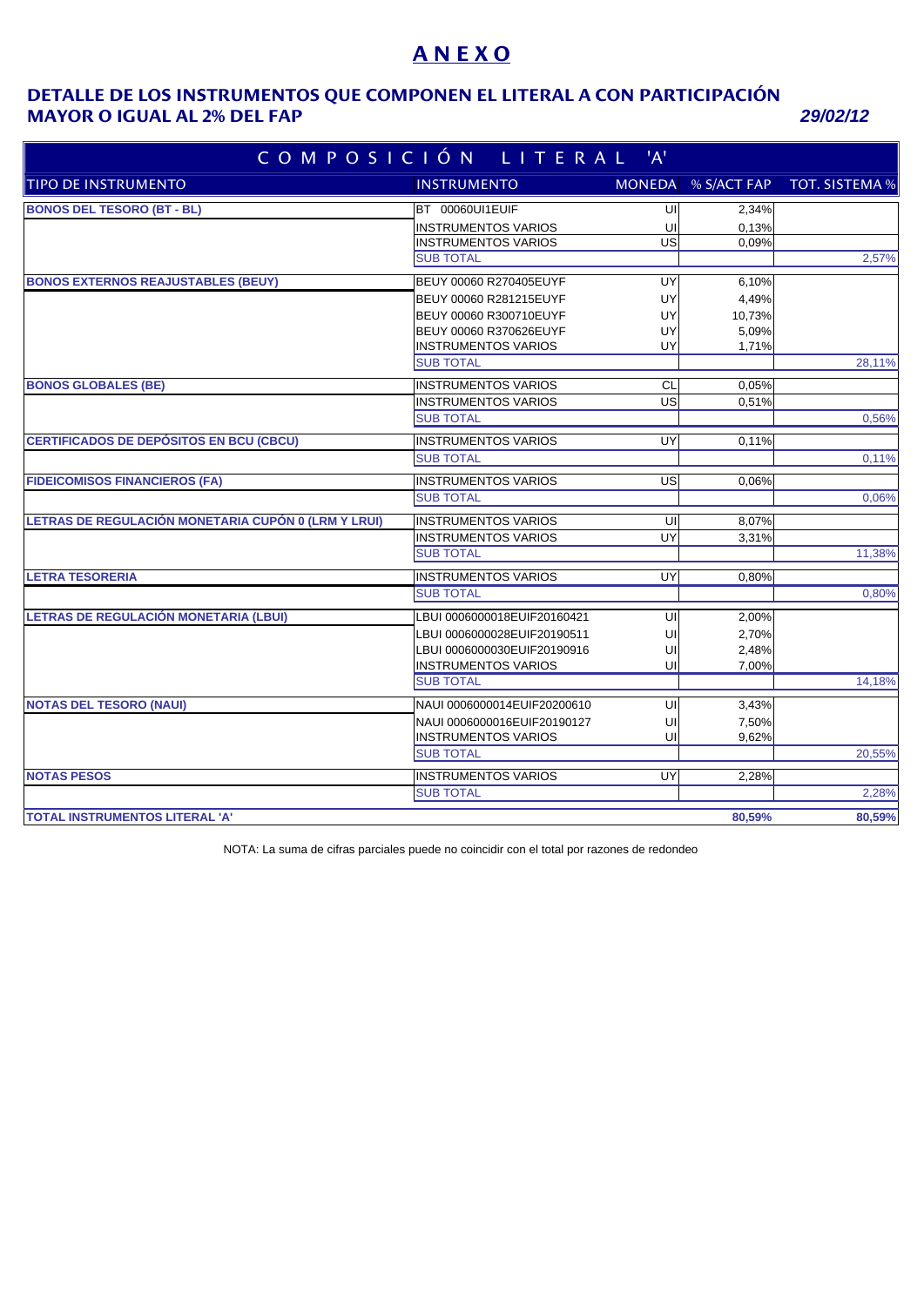# ANEXO

## DETALLE DE LOS INSTRUMENTOS QUE COMPONEN EL LITERAL A CON PARTICIPACIÓN MAYOR O IGUAL AL 2% DEL FAP

*29/02/12*

| COMPOSICIÓN LITERAL 'A' | | | | |
|---|---|---|---|---|
| **TIPO DE INSTRUMENTO** | **INSTRUMENTO** | **MONEDA** | **% S/ACT FAP** | **TOT. SISTEMA %** |
| **BONOS DEL TESORO (BT - BL)** | BT 00060UI1EUIF | UI | 2,34% | |
| | INSTRUMENTOS VARIOS | UI | 0,13% | |
| | INSTRUMENTOS VARIOS | US | 0,09% | |
| | SUB TOTAL | | | 2,57% |
| **BONOS EXTERNOS REAJUSTABLES (BEUY)** | BEUY 00060 R270405EUYF | UY | 6,10% | |
| | BEUY 00060 R281215EUYF | UY | 4,49% | |
| | BEUY 00060 R300710EUYF | UY | 10,73% | |
| | BEUY 00060 R370626EUYF | UY | 5,09% | |
| | INSTRUMENTOS VARIOS | UY | 1,71% | |
| | SUB TOTAL | | | 28,11% |
| **BONOS GLOBALES (BE)** | INSTRUMENTOS VARIOS | CL | 0,05% | |
| | INSTRUMENTOS VARIOS | US | 0,51% | |
| | SUB TOTAL | | | 0,56% |
| **CERTIFICADOS DE DEPÓSITOS EN BCU (CBCU)** | INSTRUMENTOS VARIOS | UY | 0,11% | |
| | SUB TOTAL | | | 0,11% |
| **FIDEICOMISOS FINANCIEROS (FA)** | INSTRUMENTOS VARIOS | US | 0,06% | |
| | SUB TOTAL | | | 0,06% |
| **LETRAS DE REGULACIÓN MONETARIA CUPÓN 0 (LRM Y LRUI)** | INSTRUMENTOS VARIOS | UI | 8,07% | |
| | INSTRUMENTOS VARIOS | UY | 3,31% | |
| | SUB TOTAL | | | 11,38% |
| **LETRA TESORERIA** | INSTRUMENTOS VARIOS | UY | 0,80% | |
| | SUB TOTAL | | | 0,80% |
| **LETRAS DE REGULACIÓN MONETARIA (LBUI)** | LBUI 0006000018EUIF20160421 | UI | 2,00% | |
| | LBUI 0006000028EUIF20190511 | UI | 2,70% | |
| | LBUI 0006000030EUIF20190916 | UI | 2,48% | |
| | INSTRUMENTOS VARIOS | UI | 7,00% | |
| | SUB TOTAL | | | 14,18% |
| **NOTAS DEL TESORO (NAUI)** | NAUI 0006000014EUIF20200610 | UI | 3,43% | |
| | NAUI 0006000016EUIF20190127 | UI | 7,50% | |
| | INSTRUMENTOS VARIOS | UI | 9,62% | |
| | SUB TOTAL | | | 20,55% |
| **NOTAS PESOS** | INSTRUMENTOS VARIOS | UY | 2,28% | |
| | SUB TOTAL | | | 2,28% |
| **TOTAL INSTRUMENTOS LITERAL 'A'** | | | **80,59%** | **80,59%** |

NOTA: La suma de cifras parciales puede no coincidir con el total por razones de redondeo